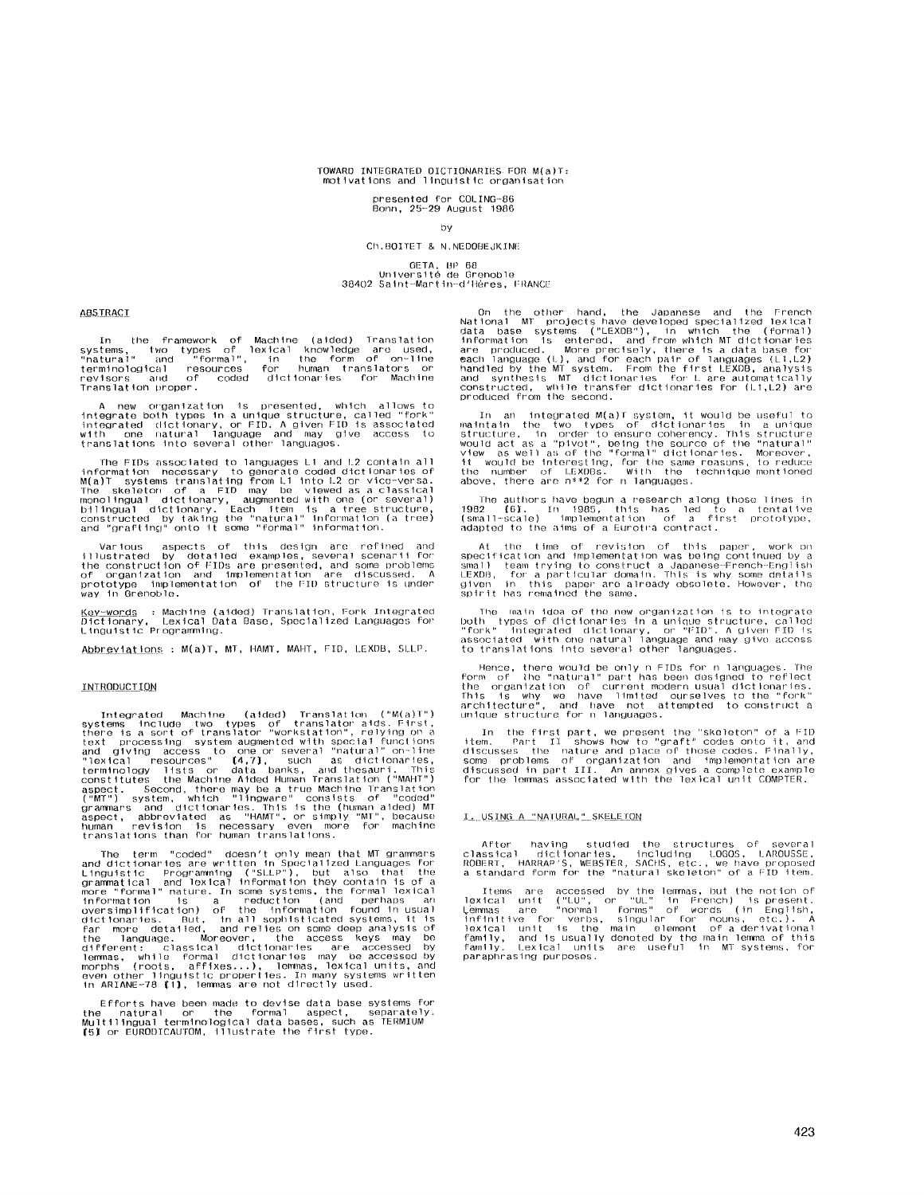# TOWARD INTEGRATED DICTIONARIES FOR M(a)T: motivations and linguistic organisation

presented for COLING-86
Bonn, 25-29 August 1986

by

Ch.BOITET & N.NEDOBEJKINE

GETA, BP 68
Université de Grenoble
38402 Saint-Martin-d'Hères, FRANCE

## ABSTRACT

In the framework of Machine (aided) Translation systems, two types of lexical knowledge are used, "natural" and "formal", in the form of on-line terminological resources for human translators or revisors and of coded dictionaries for Machine Translation proper.

A new organization is presented, which allows to integrate both types in a unique structure, called "fork" integrated dictionary, or FID. A given FID is associated with one natural language and may give access to translations into several other languages.

The FIDs associated to languages L1 and L2 contain all information necessary to generate coded dictionaries of M(a)T systems translating from L1 into L2 or vice-versa. The skeleton of a FID may be viewed as a classical monolingual dictionary, augmented with one (or several) bilingual dictionary. Each item is a tree structure, constructed by taking the "natural" information (a tree) and "grafting" onto it some "formal" information.

Various aspects of this design are refined and illustrated by detailed examples, several scenarii for the construction of FIDs are presented, and some problems of organization and implementation are discussed. A prototype implementation of the FID structure is under way in Grenoble.

Key-words : Machine (aided) Translation, Fork Integrated Dictionary, Lexical Data Base, Specialized Languages for Linguistic Programming.

Abbreviations : M(a)T, MT, HAMT, MAHT, FID, LEXDB, SLLP.

## INTRODUCTION

Integrated Machine (aided) Translation ("M(a)T") systems include two types of translator aids. First, there is a sort of translator "workstation", relying on a text processing system augmented with special functions and giving access to one or several "natural" on-line "lexical resources" [4,7], such as dictionaries, terminology lists or data banks, and thesauri. This constitutes the Machine Aided Human Translation ("MAHT") aspect. Second, there may be a true Machine Translation ("MT") system, which "lingware" consists of "coded" grammars and dictionaries. This is the (human aided) MT aspect, abbreviated as "HAMT", or simply "MT", because human revision is necessary even more for machine translations than for human translations.

The term "coded" doesn't only mean that MT grammars and dictionaries are written in Specialized Languages for Linguistic Programming ("SLLP"), but also that the grammatical and lexical information they contain is of a more "formal" nature. In some systems, the formal lexical information is a reduction (and perhaps an oversimplification) of the information found in usual dictionaries. But, in all sophisticated systems, it is far more detailed, and relies on some deep analysis of the language. Moreover, the access keys may be different: classical dictionaries are accessed by lemmas, while formal dictionaries may be accessed by morphs (roots, affixes...), lemmas, lexical units, and even other linguistic properties. In many systems written in ARIANE-78 [1], lemmas are not directly used.

Efforts have been made to devise data base systems for the natural or the formal aspect, separately. Multilingual terminological data bases, such as TERMIUM [5] or EURODICAUTOM, illustrate the first type.

On the other hand, the Japanese and the French National MT projects have developed specialized lexical data base systems ("LEXDB"), in which the (formal) information is entered, and from which MT dictionaries are produced. More precisely, there is a data base for each language (L), and for each pair of languages (L1,L2) handled by the MT system. From the first LEXDB, analysis and synthesis MT dictionaries for L are automatically constructed, while transfer dictionaries for (L1,L2) are produced from the second.

In an integrated M(a)T system, it would be useful to maintain the two types of dictionaries in a unique structure, in order to ensure coherency. This structure would act as a "pivot", being the source of the "natural" view as well as of the "formal" dictionaries. Moreover, it would be interesting, for the same reasons, to reduce the number of LEXDBs. With the technique mentioned above, there are n**2 for n languages.

The authors have begun a research along those lines in 1982 [6]. In 1985, this has led to a tentative (small-scale) implementation of a first prototype, adapted to the aims of a Eurotra contract.

At the time of revision of this paper, work on specification and implementation was being continued by a small team trying to construct a Japanese-French-English LEXDB, for a particular domain. This is why some details given in this paper are already obsolete. However, the spirit has remained the same.

The main idea of the new organization is to integrate both types of dictionaries in a unique structure, called "fork" integrated dictionary, or "FID". A given FID is associated with one natural language and may give access to translations into several other languages.

Hence, there would be only n FIDs for n languages. The form of the "natural" part has been designed to reflect the organization of current modern usual dictionaries. This is why we have limited ourselves to the "fork" architecture", and have not attempted to construct a unique structure for n languages.

In the first part, we present the "skeleton" of a FID item. Part II shows how to "graft" codes onto it, and discusses the nature and place of those codes. Finally, some problems of organization and implementation are discussed in part III. An annex gives a complete example for the lemmas associated with the lexical unit COMPTER.

## I. USING A "NATURAL" SKELETON

After having studied the structures of several classical dictionaries, including LOGOS, LAROUSSE, ROBERT, HARRAP'S, WEBSTER, SACHS, etc., we have proposed a standard form for the "natural skeleton" of a FID item.

Items are accessed by the lemmas, but the notion of lexical unit ("LU", or "UL" in French) is present. Lemmas are "normal" forms" of words (in English, infinitive for verbs, singular for nouns, etc.). A lexical unit is the main element of a derivational family, and is usually denoted by the main lemma of this family. Lexical units are useful in MT systems, for paraphrasing purposes.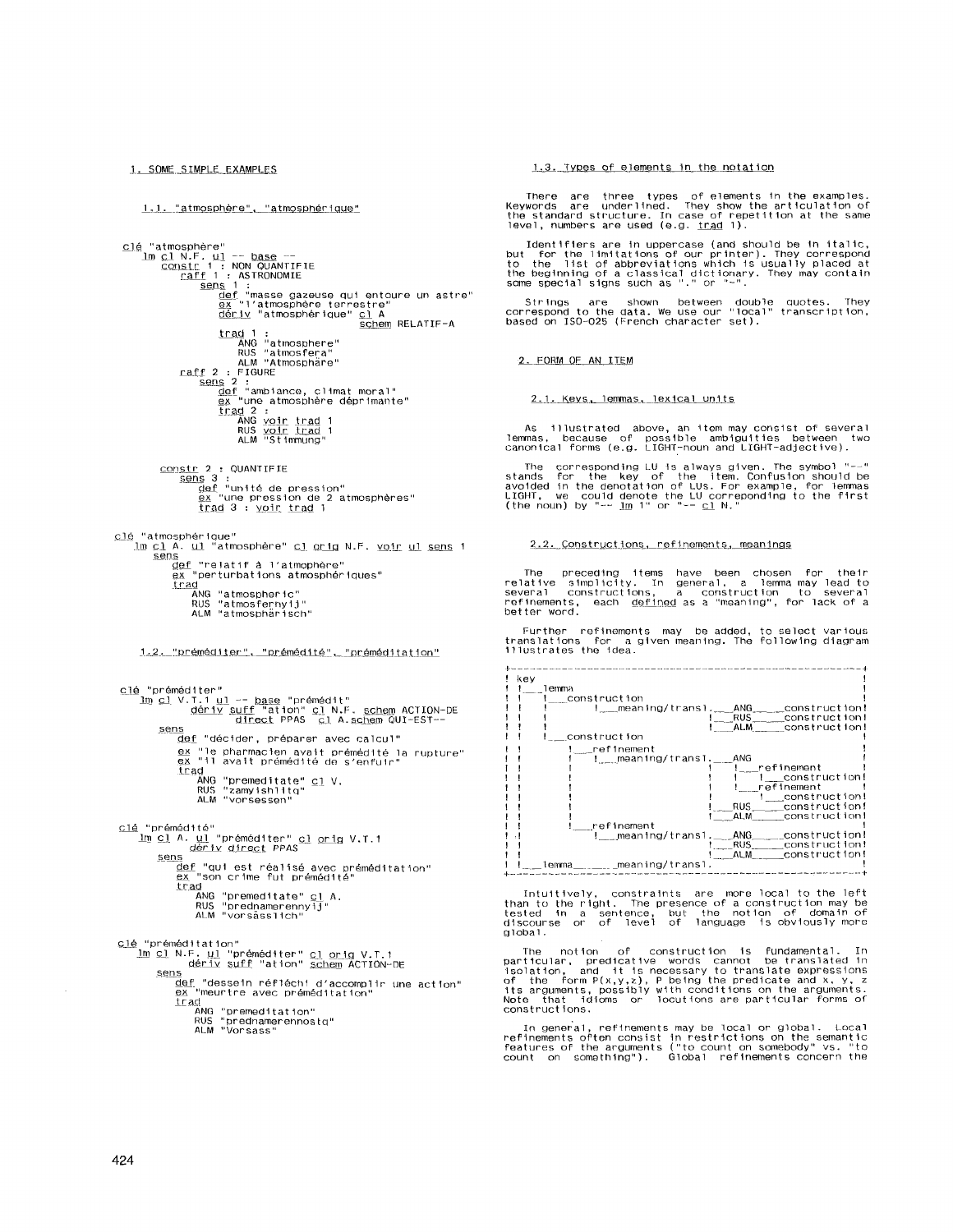## 1. SOME SIMPLE EXAMPLES

### 1.1. "atmosphère", "atmosphérique"

```
clé "atmosphère"
   lm cl N.F. ul -- base --
      constr 1 : NON QUANTIFIE
         raff 1 : ASTRONOMIE
            sens 1 :
               def "masse gazeuse qui entoure un astre"
               ex "l'atmosphère terrestre"
               dériv "atmosphérique" cl A
                                     schem RELATIF-A
            trad 1 :
               ANG "atmosphere"
               RUS "atmosfera"
               ALM "Atmosphäre"
         raff 2 : FIGURE
            sens 2 :
               def "ambiance, climat moral"
               ex "une atmosphère déprimante"
               trad 2 :
                  ANG voir trad 1
                  RUS voir trad 1
                  ALM "Stimmung"

      constr 2 : QUANTIFIE
         sens 3 :
            def "unité de pression"
            ex "une pression de 2 atmosphères"
            trad 3 : voir trad 1

clé "atmosphérique"
   lm cl A. ul "atmosphère" cl orig N.F. voir ul sens 1
      sens
         def "relatif à l'atmophère"
         ex "perturbations atmosphériques"
         trad
            ANG "atmospheric"
            RUS "atmosfernyij"
            ALM "atmosphärisch"
```

### 1.2. "préméditer", "prémédité", "préméditation"

```
clé "préméditer"
   lm cl V.T.1 ul -- base "prémédit"
            dériv suff "ation" cl N.F. schem ACTION-DE
                  direct PPAS  cl A.schem QUI-EST--
      sens
         def "décider, préparer avec calcul"
         ex "le pharmacien avait prémédité la rupture"
         ex "il avait prémédité de s'enfuir"
         trad
            ANG "premeditate" cl V.
            RUS "zamyishlitq"
            ALM "vorsessen"

clé "prémédité"
   lm cl A. ul "préméditer" cl orig V.T.1
            dériv direct PPAS
      sens
         def "qui est réalisé avec préméditation"
         ex "son crime fut prémédité"
         trad
            ANG "premeditate" cl A.
            RUS "prednamerennyij"
            ALM "vorsässlich"

clé "préméditation"
   lm cl N.F. ul "préméditer" cl orig V.T.1
            dériv suff "ation" schem ACTION-DE
      sens
         def "dessein réfléchi d'accomplir une action"
         ex "meurtre avec préméditation"
         trad
            ANG "premeditation"
            RUS "prednamerennostq"
            ALM "Vorsass"
```

### 1.3. Types of elements in the notation

There are three types of elements in the examples. Keywords are underlined. They show the articulation of the standard structure. In case of repetition at the same level, numbers are used (e.g. trad 1).

Identifiers are in uppercase (and should be in italic, but for the limitations of our printer). They correspond to the list of abbreviations which is usually placed at the beginning of a classical dictionary. They may contain some special signs such as "." or "-".

Strings are shown between double quotes. They correspond to the data. We use our "local" transcription, based on ISO-025 (French character set).

## 2. FORM OF AN ITEM

### 2.1. Keys, lemmas, lexical units

As illustrated above, an item may consist of several lemmas, because of possible ambiguities between two canonical forms (e.g. LIGHT-noun and LIGHT-adjective).

The corresponding LU is always given. The symbol "--" stands for the key of the item. Confusion should be avoided in the denotation of LUs. For example, for lemmas LIGHT, we could denote the LU correponding to the first (the noun) by "-- lm 1" or "-- cl N."

### 2.2. Constructions, refinements, meanings

The preceding items have been chosen for their relative simplicity. In general, a lemma may lead to several constructions, a construction to several refinements, each defined as a "meaning", for lack of a better word.

Further refinements may be added, to select various translations for a given meaning. The following diagram illustrates the idea.

```
+----------------------------------------------------------------+
! key                                                            !
! !___lemma                                                      !
! !   !___construction                                           !
! !   !   !___meaning/transl.___ANG____construction!             
! !   !                       !___RUS____construction!           
! !   !                       !___ALM____construction!           
! !   !                                                          !
! !   !___construction                                           !
! !       !___refinement                                         !
! !       !   !___meaning/transl.___ANG                          !
! !       !                       !   !___refinement             !
! !       !                       !   !   !___construction!      
! !       !                       !   !___refinement             !
! !       !                       !       !___construction!      
! !       !                       !___RUS____construction!       
! !       !                       !___ALM____construction!       
! !       !___refinement                                         !
! !           !___meaning/transl.___ANG____construction!         
! !                               !___RUS____construction!       
! !                               !___ALM____construction!       
! !___lemma________meaning/transl.                               !
+----------------------------------------------------------------+
```

Intuitively, constraints are more local to the left than to the right. The presence of a construction may be tested in a sentence, but the notion of domain of discourse or of level of language is obviously more global.

The notion of construction is fundamental. In particular, predicative words cannot be translated in isolation, and it is necessary to translate expressions of the form P(x,y,z), P being the predicate and x, y, z its arguments, possibly with conditions on the arguments. Note that idioms or locutions are particular forms of constructions.

In general, refinements may be local or global. Local refinements often consist in restrictions on the semantic features of the arguments ("to count on somebody" vs. "to count on something"). Global refinements concern the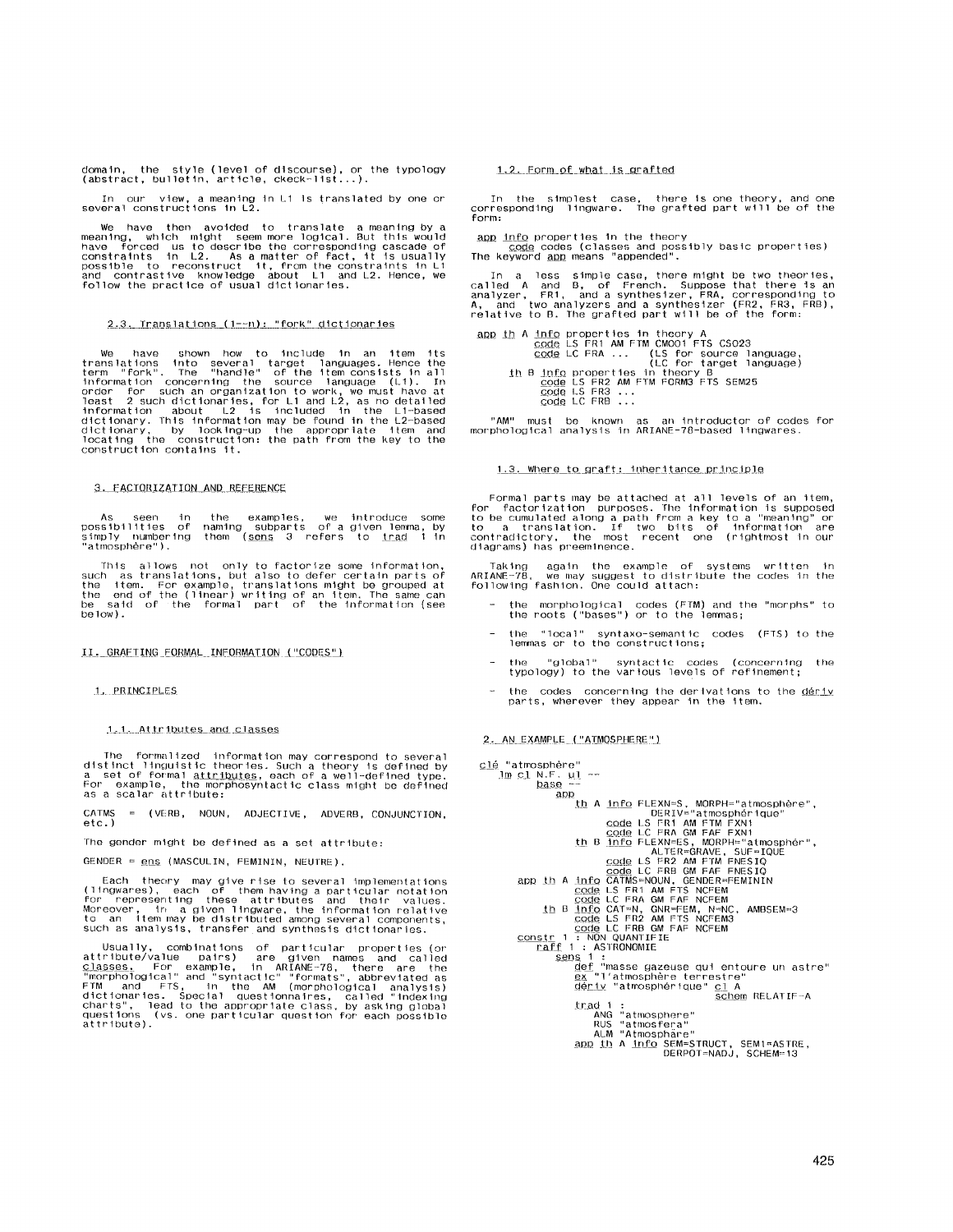domain, the style (level of discourse), or the typology (abstract, bulletin, article, ckeck-list...).

In our view, a meaning in L1 is translated by one or several constructions in L2.

We have then avoided to translate a meaning by a meaning, which might seem more logical. But this would have forced us to describe the corresponding cascade of constraints in L2. As a matter of fact, it is usually possible to reconstruct it, from the constraints in L1 and contrastive knowledge about L1 and L2. Hence, we follow the practice of usual dictionaries.

### 2.3. Translations (1--n): "fork" dictionaries

We have shown how to include in an item its translations into several target languages. Hence the term "fork". The "handle" of the item consists in all information concerning the source language (L1). In order for such an organization to work, we must have at least 2 such dictionaries, for L1 and L2, as no detailed information about L2 is included in the L1-based dictionary. This information may be found in the L2-based dictionary, by looking-up the appropriate item and locating the construction: the path from the key to the construction contains it.

## 3. FACTORIZATION AND REFERENCE

As seen in the examples, we introduce some possibilities of naming subparts of a given lemma, by simply numbering them (sens 3 refers to trad 1 in "atmosphère").

This allows not only to factorize some information, such as translations, but also to defer certain parts of the item. For example, translations might be grouped at the end of the (linear) writing of an item. The same can be said of the formal part of the information (see below).

# II. GRAFTING FORMAL INFORMATION ("CODES")

## 1. PRINCIPLES

### 1.1. Attributes and classes

The formalized information may correspond to several distinct linguistic theories. Such a theory is defined by a set of formal attributes, each of a well-defined type. For example, the morphosyntactic class might be defined as a scalar attribute:

CATMS = (VERB, NOUN, ADJECTIVE, ADVERB, CONJUNCTION, etc.)

The gender might be defined as a set attribute:

GENDER = ens (MASCULIN, FEMININ, NEUTRE).

Each theory may give rise to several implementations (lingwares), each of them having a particular notation for representing these attributes and their values. Moreover, in a given lingware, the information relative to an item may be distributed among several components, such as analysis, transfer and synthesis dictionaries.

Usually, combinations of particular properties (or attribute/value pairs) are given names and called classes. For example, in ARIANE-78, there are the "morphological" and "syntactic" "formats", abbreviated as FTM and FTS, in the AM (morphological analysis) dictionaries. Special questionnaires, called "indexing charts", lead to the appropriate class, by asking global questions (vs. one particular question for each possible attribute).

### 1.2. Form of what is grafted

In the simplest case, there is one theory, and one corresponding lingware. The grafted part will be of the form:

```
app info properties in the theory
    code codes (classes and possibly basic properties)
```

The keyword app means "appended".

In a less simple case, there might be two theories, called A and B, of French. Suppose that there is an analyzer, FR1, and a synthesizer, FRA, corresponding to A, and two analyzers and a synthesizer (FR2, FR3, FRB), relative to B. The grafted part will be of the form:

```
app th A info properties in theory A
         code LS FR1 AM FTM CM001 FTS CS023
         code LC FRA ...    (LS for source language,
                            (LC for target language)
    th B info properties in theory B
         code LS FR2 AM FTM FORM3 FTS SEM25
         code LS FR3 ...
         code LC FRB ...
```

"AM" must be known as an introductor of codes for morphological analysis in ARIANE-78-based lingwares.

### 1.3. Where to graft: inheritance principle

Formal parts may be attached at all levels of an item, for factorization purposes. The information is supposed to be cumulated along a path from a key to a "meaning" or to a translation. If two bits of information are contradictory, the most recent one (rightmost in our diagrams) has preeminence.

Taking again the example of systems written in ARIANE-78, we may suggest to distribute the codes in the following fashion. One could attach:

- the morphological codes (FTM) and the "morphs" to the roots ("bases") or to the lemmas;
- the "local" syntaxo-semantic codes (FTS) to the lemmas or to the constructions;
- the "global" syntactic codes (concerning the typology) to the various levels of refinement;
- the codes concerning the derivations to the dériv parts, wherever they appear in the item.

## 2. AN EXAMPLE ("ATMOSPHERE")

```
clé "atmosphère"
  lm cl N.F. ul --
     base --
       app
         th A info FLEXN=S, MORPH="atmosphère",
                   DERIV="atmosphérique"
              code LS FR1 AM FTM FXN1
              code LC FRA GM FAF FXN1
         th B info FLEXN=ES, MORPH="atmosphér",
                   ALTER=GRAVE, SUF=IQUE
              code LS FR2 AM FTM FNESIQ
              code LC FRB GM FAF FNESIQ
     app th A info CATMS=NOUN, GENDER=FEMININ
              code LS FR1 AM FTS NCFEM
              code LC FRA GM FAF NCFEM
         th B info CAT=N, GNR=FEM, N=NC, AMBSEM=3
              code LS FR2 AM FTS NCFEM3
              code LC FRB GM FAF NCFEM
  constr 1 : NON QUANTIFIE
     raff 1 : ASTRONOMIE
        sens 1 :
           def "masse gazeuse qui entoure un astre"
           ex "l'atmosphère terrestre"
           dériv "atmosphérique" cl A
                                 schem RELATIF-A
           trad 1 :
              ANG "atmosphere"
              RUS "atmosfera"
              ALM "Atmosphäre"
           app th A info SEM=STRUCT, SEM1=ASTRE,
                         DERPOT=NADJ, SCHEM=13
```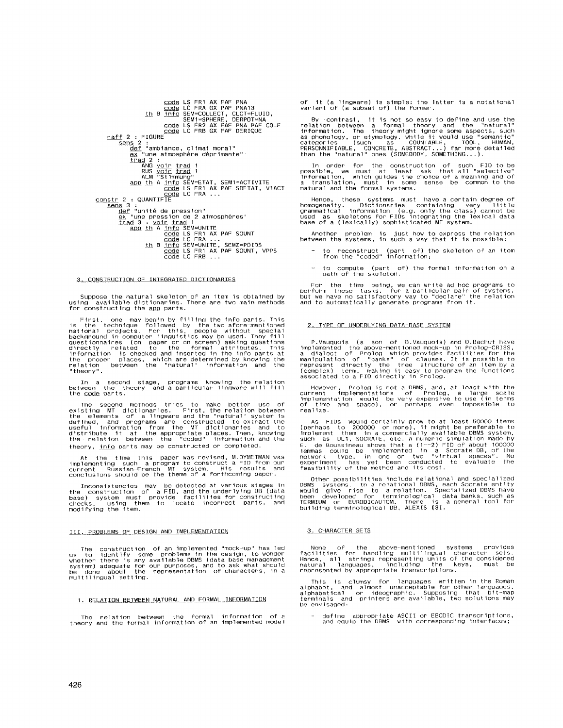```
                    code LS FR1 AX FAF PNA
                    code LC FRA GX PAF PNA13
                th B info SEM=COLLECT, CLCT=FLUID,
                          SEM1=SPHERE, DERPOT=NA
                    code LS FR2 AX FAF PNA PAF COLF
                    code LC FRB GX FAF DERIQUE
        raff 2 : FIGURE
          sens 2 :
            def "ambiance, climat moral"
            ex "une atmosphère déprimante"
            trad 2 :
              ANG voir trad 1
              RUS voir trad 1
              ALM "Stimmung"
            app th A info SEM=ETAT, SEM1=ACTIVITE
                    code LS FR1 AX PAF SDETAT, V1ACT
                    code LC FRA ...
    constr 2 : QUANTIFIE
      sens 3 :
        def "unité de pression"
        ex "une pression de 2 atmosphères"
        trad 3 : voir trad 1
        app th A info SEM=UNITE
                code LS FR1 AX PAF SOUNT
                code LC FRA ...
            th B info SEM=UNITE, SEMZ=POIDS
                code LS FR1 AX PAF SOUNT, VPPS
                code LC FRB ...
```

### 3. CONSTRUCTION OF INTEGRATED DICTIONARIES

Suppose the natural skeleton of an item is obtained by using available dictionaries. There are two main methods for constructing the app parts.

First, one may begin by filling the info parts. This is the technique followed by the two afore-mentioned national projects. For this, people without special background in computer linguistics may be used. They fill questionnaires (on paper or on screen) asking questions directly related to the formal attributes. This information is checked and inserted in the info parts at the proper places, which are determined by knowing the relation between the "natural" information and the "theory".

In a second stage, programs knowing the relation between the theory and a particular lingware will fill the code parts.

The second methods tries to make better use of existing MT dictionaries. First, the relation between the elements of a lingware and the "natural" system is defined, and programs are constructed to extract the useful information from the MT dictionaries and to distribute it at the appropriate places. Then, knowing the relation between the "coded" information and the theory, info parts may be constructed or completed.

At the time this paper was revised, M.DYMETMAN was implementing such a program to construct a FID from our current Russian-French MT system. His results and conclusions should be the theme of a forthcoming paper.

Inconsistencies may be detected at various stages in the construction of a FID, and the underlying DB (data base) system must provide facilities for constructing checks, using them to locate incorrect parts, and modifying the item.

## III. PROBLEMS OF DESIGN AND IMPLEMENTATION

The construction of an implemented "mock-up" has led us to identify some problems in the design, to wonder whether there is any available DBMS (data base management system) adequate for our purposes, and to ask what should be done about the representation of characters, in a multilingual setting.

### 1. RELATION BETWEEN NATURAL AND FORMAL INFORMATION

The relation between the formal information of a theory and the formal information of an implemented model of it (a lingware) is simple: the latter is a notational variant of (a subset of) the former.

By contrast, it is not so easy to define and use the relation between a formal theory and the "natural" information. The theory might ignore some aspects, such as phonology, or etymology, while it would use "semantic" categories (such as COUNTABLE, TOOL, HUMAN, PERSONNIFIABLE, CONCRETE, ABSTRACT...) far more detailed than the "natural" ones (SOMEBODY, SOMETHING...).

In order for the construction of such FID to be possible, we must at least ask that all "selective" information, which guides the choice of a meaning and of a translation, must in some sense be common to the natural and the formal systems.

Hence, these systems must have a certain degree of homogeneity. Dictionaries containing very little grammatical information (e.g. only the class) cannot be used as skeletons for FIDs integrating the lexical data base of a (lexically) sophisticated MT system.

Another problem is just how to express the relation between the systems, in such a way that it is possible:

- to reconstruct (part of) the skeleton of an item from the "coded" information;
- to compute (part of) the formal information on a path of the skeleton.

For the time being, we can write ad hoc programs to perform these tasks, for a particular pair of systems, but we have no satisfactory way to "declare" the relation and to automatically generate programs from it.

### 2. TYPE OF UNDERLYING DATA-BASE SYSTEM

P.Vauquois (a son of B.Vauquois) and D.Bachut have implemented the above-mentioned mock-up in Prolog-CRISS, a dialect of Prolog which provides facilities for the manipulation of "banks" of clauses. It is possible to represent directly the tree structure of an item by a (complex) term, making it easy to program the functions associated to a FID directly in Prolog.

However, Prolog is not a DBMS, and, at least with the current implementations of Prolog, a large scale implementation would be very expensive to use (in terms of time and space), or perhaps even impossible to realize.

As FIDs would certainly grow to at least 50000 items (perhaps to 200000 or more), it might be preferable to implement them in a commercially available DBMS system, such as DL1, SOCRATE, etc. A numeric simulation made by E. de Boussineau shows that a (1--2) FID of about 100000 lemmas could be implemented in a Socrate DB, of the network type, in one or two "virtual spaces". No experiment has yet been conducted to evaluate the feasibility of the method and its cost.

Other possibilities include relational and specialized DBMS systems. In a relational DBMS, each Socrate entity would give rise to a relation. Specialized DBMS have been developed for terminological data banks, such as TERMIUM or EURODICAUTOM. There is a general tool for building terminological DB, ALEXIS [3].

### 3. CHARACTER SETS

None of the above-mentioned systems provides facilities for handling multilingual character sets. Hence, all strings representing units of the considered natural languages, including the keys, must be represented by appropriate transcriptions.

This is clumsy for languages written in the Roman alphabet, and almost unacceptable for other languages, alphabetical or ideographic. Supposing that bit-map terminals and printers are available, two solutions may be envisaged:

- define appropriate ASCII or EBCDIC transcriptions, and equip the DBMS with corresponding interfaces;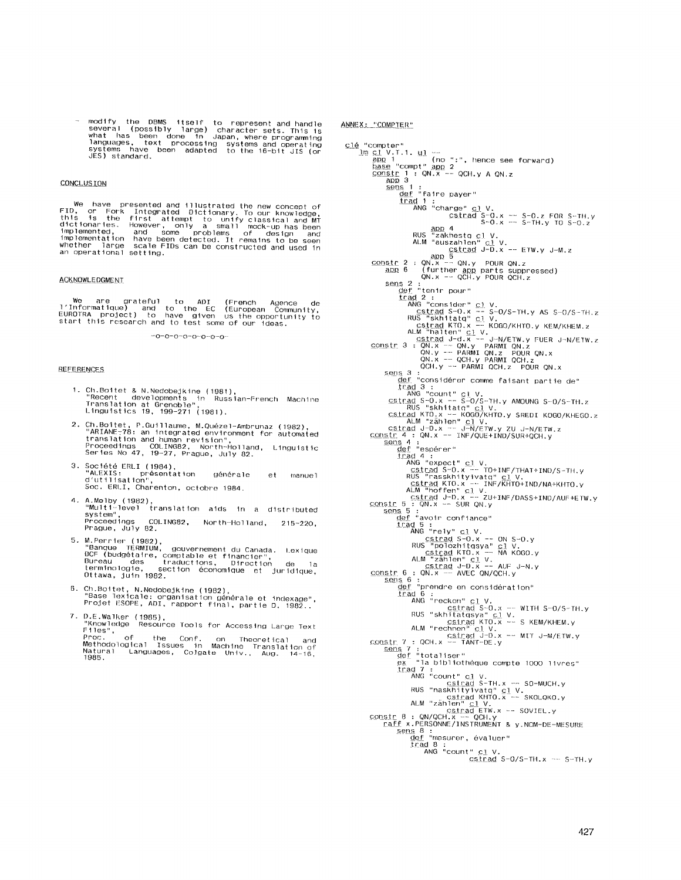- modify the DBMS itself to represent and handle several (possibly large) character sets. This is what has been done in Japan, where programming languages, text processing systems and operating systems have been adapted to the 16-bit JIS (or JES) standard.

## CONCLUSION

We have presented and illustrated the new concept of FID, or Fork Integrated Dictionary. To our knowledge, this is the first attempt to unify classical and MT dictionaries. However, only a small mock-up has been implemented, and some problems of design and implementation have been detected. It remains to be seen whether large scale FIDs can be constructed and used in an operational setting.

## ACKNOWLEDGMENT

We are grateful to ADI (French Agence de l'Informatique) and to the EC (European Community, EUROTRA project) to have given us the opportunity to start this research and to test some of our ideas.

-o-o-o-o-o-o-o-

## REFERENCES

1. Ch.Boitet & N.Nedobejkine (1981), "Recent developments in Russian-French Machine Translation at Grenoble", Linguistics 19, 199-271 (1981).

2. Ch.Boitet, P.Guillaume, M.Quézel-Ambrunaz (1982), "ARIANE-78: an integrated environment for automated translation and human revision", Proceedings COLING82, North-Holland, Linguistic Series No 47, 19-27, Prague, July 82.

3. Société ERLI (1984), "ALEXIS: présentation générale et manuel d'utilisation", Soc. ERLI, Charenton, octobre 1984.

4. A.Melby (1982), "Multi-level translation aids in a distributed system", Proceedings COLING82, North-Holland, 215-220, Prague, July 82.

5. M.Perrier (1982), "Banque TERMIUM, gouvernement du Canada. Lexique BCF (budgétaire, comptable et financier)", Bureau des traductions, Direction de la terminologie, section économique et juridique, Ottawa, juin 1982.

6. Ch.Boitet, N.Nedobejkine (1982), "Base lexicale: organisation générale et indexage", Projet ESOPE, ADI, rapport final, partie D, 1982.

7. D.E.Walker (1985), "Knowledge Resource Tools for Accessing Large Text Files", Proc. of the Conf. on Theoretical and Methodological Issues in Machine Translation of Natural Languages, Colgate Univ., Aug. 14-16, 1985.

## ANNEX: "COMPTER"

```
clé "compter"
  lm cl V.T.1. ul --
    app 1          (no ":", hence see forward)
    base "compt" app 2
    constr 1 : QN.x -- QCH.y A QN.z
      app 3
      sens 1 :
        def "faire payer"
        trad 1 :
          ANG "charge" cl V.
                 cstrad S-O.x -- S-O.z FOR S-TH.y
                        S-O.x -- S-TH.y TO S-O.z
                 app 4
          RUS "zakhestq cl V.
          ALM "auszahlen" cl V.
                 cstrad J-D.x -- ETW.y J-M.z
                 app 5
    constr 2 : QN.x -- QN.y  POUR QN.z
      app 6    (further app parts suppressed)
          QN.x -- QCH.y POUR QCH.z
      sens 2 :
        def "tenir pour"
        trad 2 :
          ANG "consider" cl V.
            cstrad S-O.x -- S-O/S-TH.y AS S-O/S-TH.z
          RUS "skhitatq" cl V.
            cstrad KTO.x -- KOGO/KHTO.y KEM/KHEM.z
          ALM "halten" cl V.
            cstrad J-d.x -- J-N/ETW.y FUER J-N/ETW.z
    constr 3 : QN.x -- QN.y  PARMI QN.z
          QN.y -- PARMI QN.z  POUR QN.x
          QN.x -- QCH.y PARMI QCH.z
          QCH.y -- PARMI QCH.z  POUR QN.x
      sens 3 :
        def "considérer comme faisant partie de"
        trad 3 :
          ANG "count" cl V.
        cstrad S-O.x -- S-O/S-TH.y AMOUNG S-O/S-TH.z
          RUS "skhitatq" cl V.
        cstrad KTO.x -- KOGO/KHTO.y SREDI KOGO/KHEGO.z
          ALM "zählen" cl V.
        cstrad J-D.x -- J-N/ETW.y ZU J-N/ETW.z
    constr 4 : QN.x -- INF/QUE+IND/SUR+QCH.y
      sens 4 :
        def "espérer"
        trad 4 :
          ANG "expect" cl V.
            cstrad S-O.x -- TO+INF/THAT+IND/S-TH.y
          RUS "rasskhityivatq" cl V.
            cstrad KTO.x -- INF/KHTO+IND/NA+KHTO.y
          ALM "hoffen" cl V.
            cstrad J-D.x -- ZU+INF/DASS+IND/AUF+ETW.y
    constr 5 : QN.x -- SUR QN.y
      sens 5 :
        def "avoir confiance"
        trad 5 :
          ANG "rely" cl V.
             cstrad S-O.x -- ON S-O.y
          RUS "polozhitqsya" cl V.
             cstrad KTO.x -- NA KOGO.y
          ALM "zählen" cl V.
             cstrad J-D.x -- AUF J-N.y
    constr 6 : QN.x -- AVEC QN/QCH.y
      sens 6 :
        def "prendre en considération"
        trad 6 :
          ANG "reckon" cl V.
                 cstrad S-O.x -- WITH S-O/S-TH.y
          RUS "skhitatqsya" cl V.
                 cstrad KTO.x -- S KEM/KHEM.y
          ALM "rechnen" cl V.
                 cstrad J-D.x -- MIT J-M/ETW.y
    constr 7 : QCH.x -- TANT-DE.y
      sens 7 :
        def "totaliser"
        ex  "la bibliothèque compte 1000 livres"
        trad 7 :
          ANG "count" cl V.
                 cstrad S-TH.x -- SO-MUCH.y
          RUS "naskhityivatq" cl V.
                 cstrad KHTO.x -- SKOLQKO.y
          ALM "zählen" cl V.
                 cstrad ETW.x -- SOVIEL.y
    constr 8 : QN/QCH.x -- QCH.y
      raff x.PERSONNE/INSTRUMENT & y.NOM-DE-MESURE
      sens 8 :
        def "mesurer, évaluer"
        trad 8 :
          ANG "count" cl V.
                 cstrad S-O/S-TH.x -- S-TH.y
```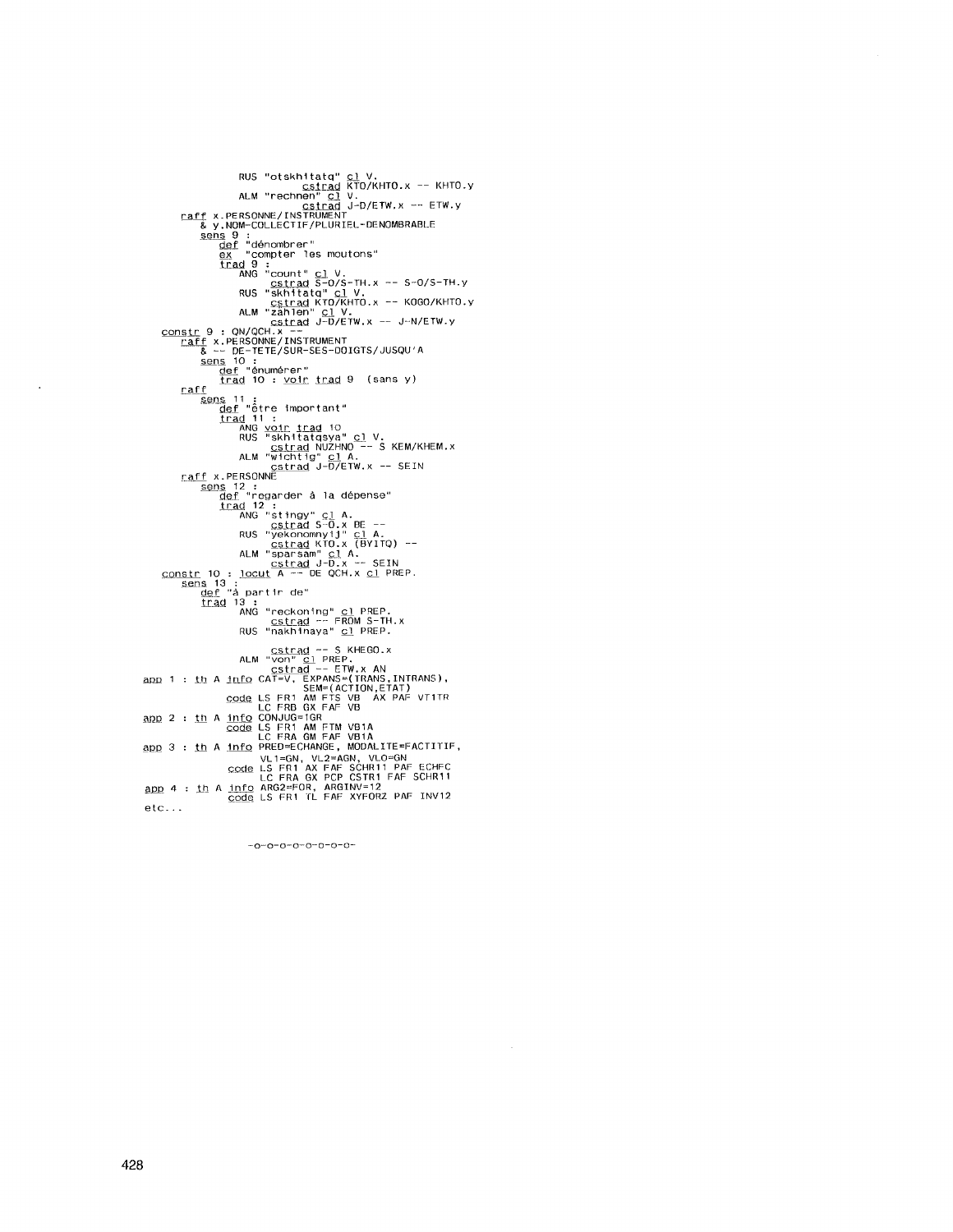```
                RUS "otskhitatq" cl V.
                       cstrad KTO/KHTO.x -- KHTO.y
                ALM "rechnen" cl V.
                       cstrad J-D/ETW.x -- ETW.y
        raff x.PERSONNE/INSTRUMENT
           & y.NOM-COLLECTIF/PLURIEL-DENOMBRABLE
           sens 9 :
              def "dénombrer"
              ex  "compter les moutons"
              trad 9 :
                 ANG "count" cl V.
                       cstrad S-O/S-TH.x -- S-O/S-TH.y
                 RUS "skhitatq" cl V.
                       cstrad KTO/KHTO.x -- KOGO/KHTO.y
                 ALM "zählen" cl V.
                       cstrad J-D/ETW.x -- J-N/ETW.y
     constr 9 : QN/QCH.x --
        raff x.PERSONNE/INSTRUMENT
           & -- DE-TETE/SUR-SES-DOIGTS/JUSQU'A
           sens 10 :
              def "énumérer"
              trad 10 : voir trad 9  (sans y)
        raff
           sens 11 :
              def "être important"
              trad 11 :
                 ANG voir trad 10
                 RUS "skhitatqsya" cl V.
                       cstrad NUZHNO -- S KEM/KHEM.x
                 ALM "wichtig" cl A.
                       cstrad J-D/ETW.x -- SEIN
        raff x.PERSONNE
           sens 12 :
              def "regarder à la dépense"
              trad 12 :
                 ANG "stingy" cl A.
                       cstrad S-O.x BE --
                 RUS "yekonomnyij" cl A.
                       cstrad KTO.x (BYITQ) --
                 ALM "sparsam" cl A.
                       cstrad J-D.x -- SEIN
     constr 10 : locut A -- DE QCH.x cl PREP.
        sens 13 :
           def "à partir de"
           trad 13 :
                 ANG "reckoning" cl PREP.
                       cstrad -- FROM S-TH.x
                 RUS "nakhinaya" cl PREP.

                       cstrad -- S KHEGO.x
                 ALM "von" cl PREP.
                       cstrad -- ETW.x AN
app 1 : th A info CAT=V, EXPANS=(TRANS,INTRANS),
                       SEM=(ACTION,ETAT)
              code LS FR1 AM FTS VB  AX PAF VT1TR
                   LC FRB GX FAF VB
app 2 : th A info CONJUG=1GR
              code LS FR1 AM FTM VB1A
                   LC FRA GM FAF VB1A
app 3 : th A info PRED=ECHANGE, MODALITE=FACTITIF,
                   VL1=GN, VL2=AGN, VL0=GN
              code LS FR1 AX FAF SCHR11 PAF ECHFC
                   LC FRA GX PCP CSTR1 FAF SCHR11
app 4 : th A info ARG2=FOR, ARGINV=12
              code LS FR1 TL FAF XYFORZ PAF INV12
etc...
```

-o-o-o-o-o-o-o-o-